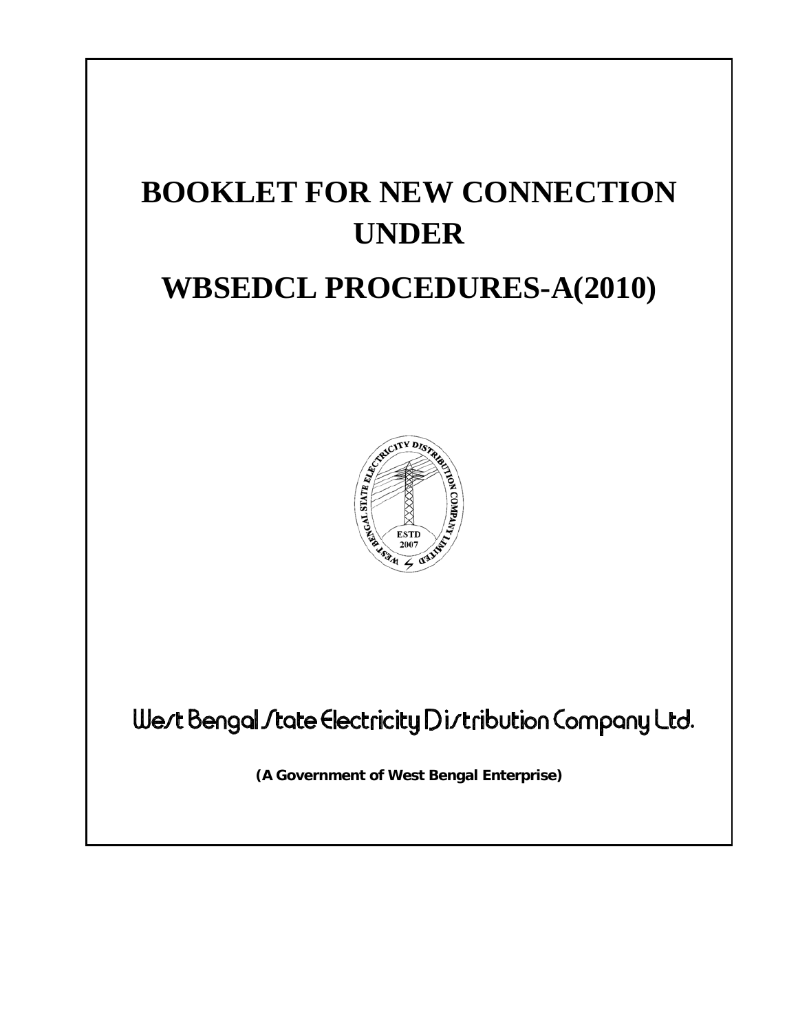# BOOKLET FOR NEW CONNECTION UNDER

# WBSEDCL PROCEDURES-A(2010)

West Bengal State Electricity Distribution Company Ltd.

**(A Government of West Bengal Enterprise)**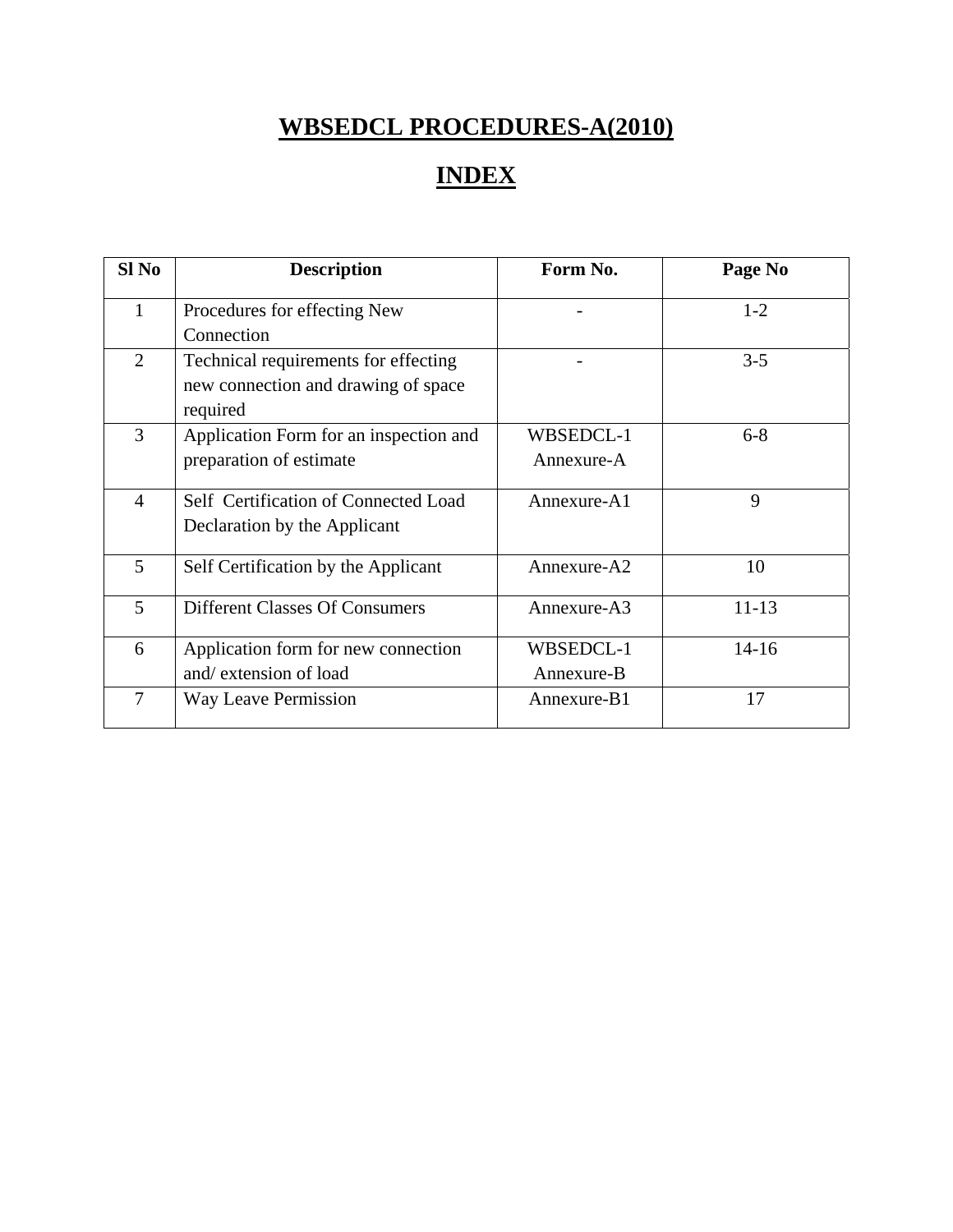# WBSEDCL PROCEDURES-A(2010)

## INDEX

| Sl No | Description | Form No. | Page No |
|---|---|---|---|
| 1 | Procedures for effecting New Connection | - | 1-2 |
| 2 | Technical requirements for effecting new connection and drawing of space required | - | 3-5 |
| 3 | Application Form for an inspection and preparation of estimate | WBSEDCL-1 Annexure-A | 6-8 |
| 4 | Self Certification of Connected Load Declaration by the Applicant | Annexure-A1 | 9 |
| 5 | Self Certification by the Applicant | Annexure-A2 | 10 |
| 5 | Different Classes Of Consumers | Annexure-A3 | 11-13 |
| 6 | Application form for new connection and/ extension of load | WBSEDCL-1 Annexure-B | 14-16 |
| 7 | Way Leave Permission | Annexure-B1 | 17 |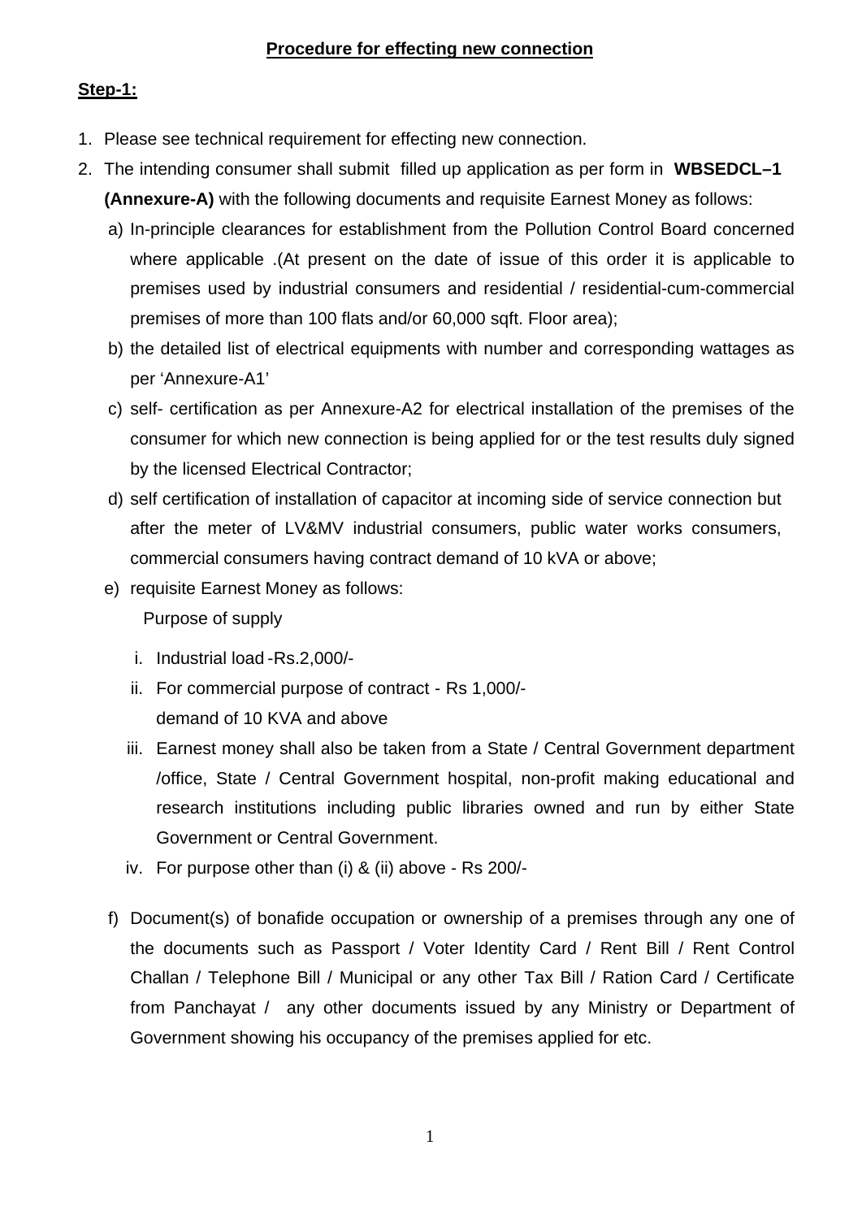**Procedure for effecting new connection**

**Step-1:**

1. Please see technical requirement for effecting new connection.
2. The intending consumer shall submit filled up application as per form in **WBSEDCL–1 (Annexure-A)** with the following documents and requisite Earnest Money as follows:
   a) In-principle clearances for establishment from the Pollution Control Board concerned where applicable .(At present on the date of issue of this order it is applicable to premises used by industrial consumers and residential / residential-cum-commercial premises of more than 100 flats and/or 60,000 sqft. Floor area);
   b) the detailed list of electrical equipments with number and corresponding wattages as per 'Annexure-A1'
   c) self- certification as per Annexure-A2 for electrical installation of the premises of the consumer for which new connection is being applied for or the test results duly signed by the licensed Electrical Contractor;
   d) self certification of installation of capacitor at incoming side of service connection but after the meter of LV&MV industrial consumers, public water works consumers, commercial consumers having contract demand of 10 kVA or above;
   e) requisite Earnest Money as follows:
      Purpose of supply
      i. Industrial load -Rs.2,000/-
      ii. For commercial purpose of contract - Rs 1,000/-
          demand of 10 KVA and above
      iii. Earnest money shall also be taken from a State / Central Government department /office, State / Central Government hospital, non-profit making educational and research institutions including public libraries owned and run by either State Government or Central Government.
      iv. For purpose other than (i) & (ii) above - Rs 200/-
   f) Document(s) of bonafide occupation or ownership of a premises through any one of the documents such as Passport / Voter Identity Card / Rent Bill / Rent Control Challan / Telephone Bill / Municipal or any other Tax Bill / Ration Card / Certificate from Panchayat / any other documents issued by any Ministry or Department of Government showing his occupancy of the premises applied for etc.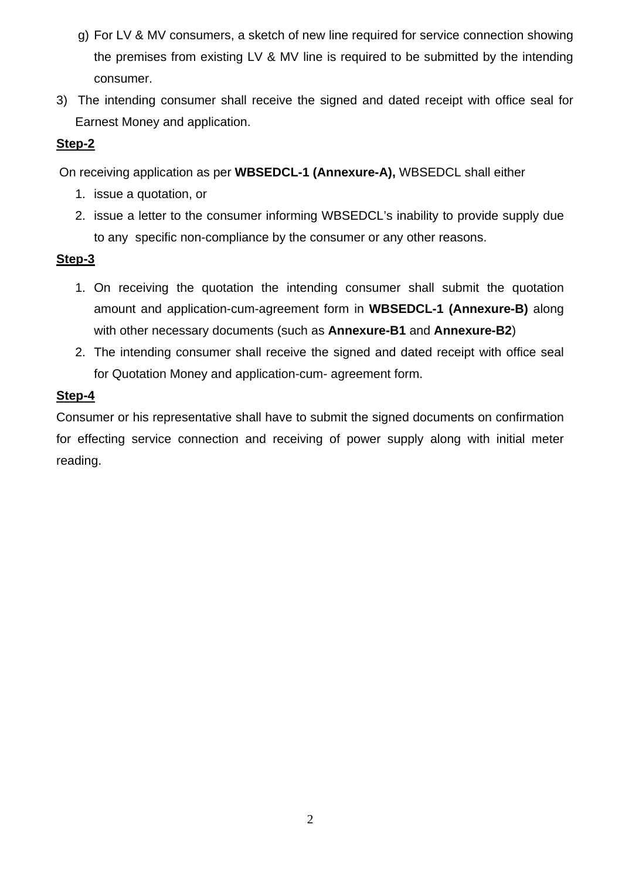g) For LV & MV consumers, a sketch of new line required for service connection showing the premises from existing LV & MV line is required to be submitted by the intending consumer.

3) The intending consumer shall receive the signed and dated receipt with office seal for Earnest Money and application.

**Step-2**

On receiving application as per **WBSEDCL-1 (Annexure-A),** WBSEDCL shall either

1. issue a quotation, or
2. issue a letter to the consumer informing WBSEDCL's inability to provide supply due to any specific non-compliance by the consumer or any other reasons.

**Step-3**

1. On receiving the quotation the intending consumer shall submit the quotation amount and application-cum-agreement form in **WBSEDCL-1 (Annexure-B)** along with other necessary documents (such as **Annexure-B1** and **Annexure-B2**)
2. The intending consumer shall receive the signed and dated receipt with office seal for Quotation Money and application-cum- agreement form.

**Step-4**

Consumer or his representative shall have to submit the signed documents on confirmation for effecting service connection and receiving of power supply along with initial meter reading.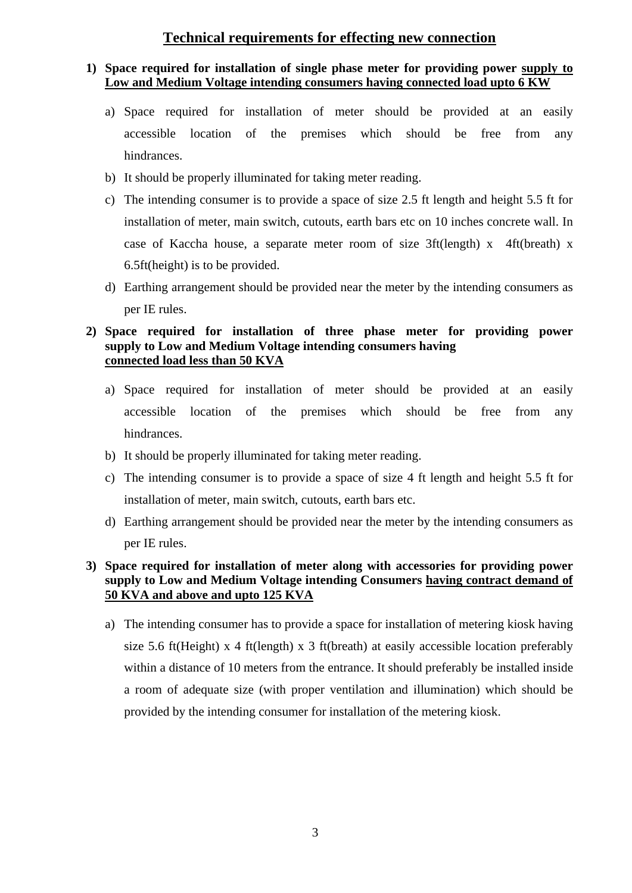## Technical requirements for effecting new connection

1) **Space required for installation of single phase meter for providing power supply to Low and Medium Voltage intending consumers having connected load upto 6 KW**

   a) Space required for installation of meter should be provided at an easily accessible location of the premises which should be free from any hindrances.

   b) It should be properly illuminated for taking meter reading.

   c) The intending consumer is to provide a space of size 2.5 ft length and height 5.5 ft for installation of meter, main switch, cutouts, earth bars etc on 10 inches concrete wall. In case of Kaccha house, a separate meter room of size 3ft(length) x 4ft(breath) x 6.5ft(height) is to be provided.

   d) Earthing arrangement should be provided near the meter by the intending consumers as per IE rules.

2) **Space required for installation of three phase meter for providing power supply to Low and Medium Voltage intending consumers having connected load less than 50 KVA**

   a) Space required for installation of meter should be provided at an easily accessible location of the premises which should be free from any hindrances.

   b) It should be properly illuminated for taking meter reading.

   c) The intending consumer is to provide a space of size 4 ft length and height 5.5 ft for installation of meter, main switch, cutouts, earth bars etc.

   d) Earthing arrangement should be provided near the meter by the intending consumers as per IE rules.

3) **Space required for installation of meter along with accessories for providing power supply to Low and Medium Voltage intending Consumers having contract demand of 50 KVA and above and upto 125 KVA**

   a) The intending consumer has to provide a space for installation of metering kiosk having size 5.6 ft(Height) x 4 ft(length) x 3 ft(breath) at easily accessible location preferably within a distance of 10 meters from the entrance. It should preferably be installed inside a room of adequate size (with proper ventilation and illumination) which should be provided by the intending consumer for installation of the metering kiosk.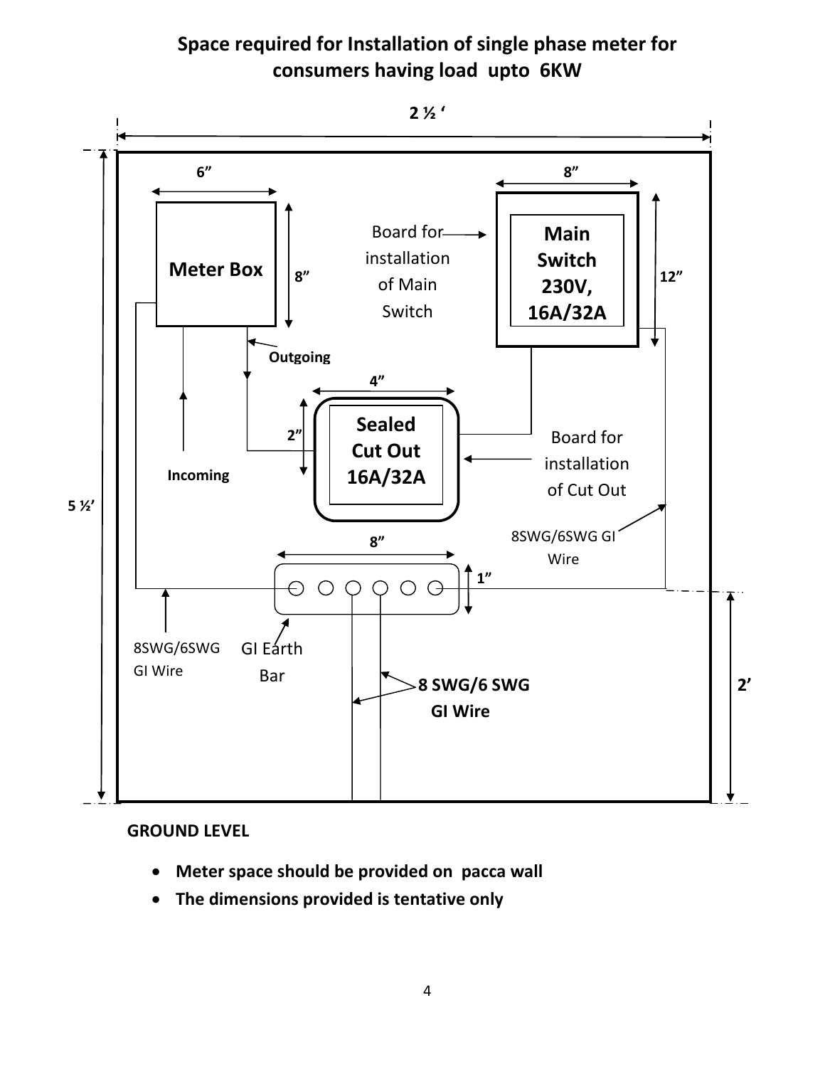## Space required for Installation of single phase meter for consumers having load upto 6KW

2 ½ ‘

6”

Meter Box

8”

Board for installation of Main Switch

8”

Main Switch 230V, 16A/32A

12”

Outgoing

4”

2”

Sealed Cut Out 16A/32A

Incoming

Board for installation of Cut Out

5 ½’

8”

8SWG/6SWG GI Wire

1”

8SWG/6SWG GI Wire

GI Earth Bar

8 SWG/6 SWG GI Wire

2’

GROUND LEVEL

- **Meter space should be provided on pacca wall**
- **The dimensions provided is tentative only**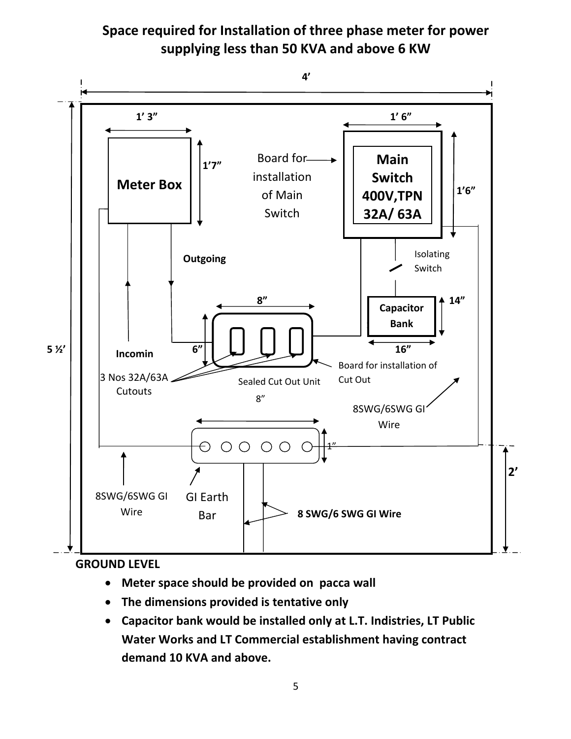## Space required for Installation of three phase meter for power supplying less than 50 KVA and above 6 KW

4’

1’ 3”

1’ 6”

1’7”

Meter Box

Board for installation of Main Switch

Main Switch 400V,TPN 32A/ 63A

1’6”

Outgoing

Isolating Switch

8”

Capacitor Bank

14”

5 ½’

6”

Incomin

16”

3 Nos 32A/63A Cutouts

Sealed Cut Out Unit

8”

Board for installation of Cut Out

8SWG/6SWG GI Wire

1”

2’

8SWG/6SWG GI Wire

GI Earth Bar

8 SWG/6 SWG GI Wire

GROUND LEVEL

- **Meter space should be provided on pacca wall**
- **The dimensions provided is tentative only**
- **Capacitor bank would be installed only at L.T. Indistries, LT Public Water Works and LT Commercial establishment having contract demand 10 KVA and above.**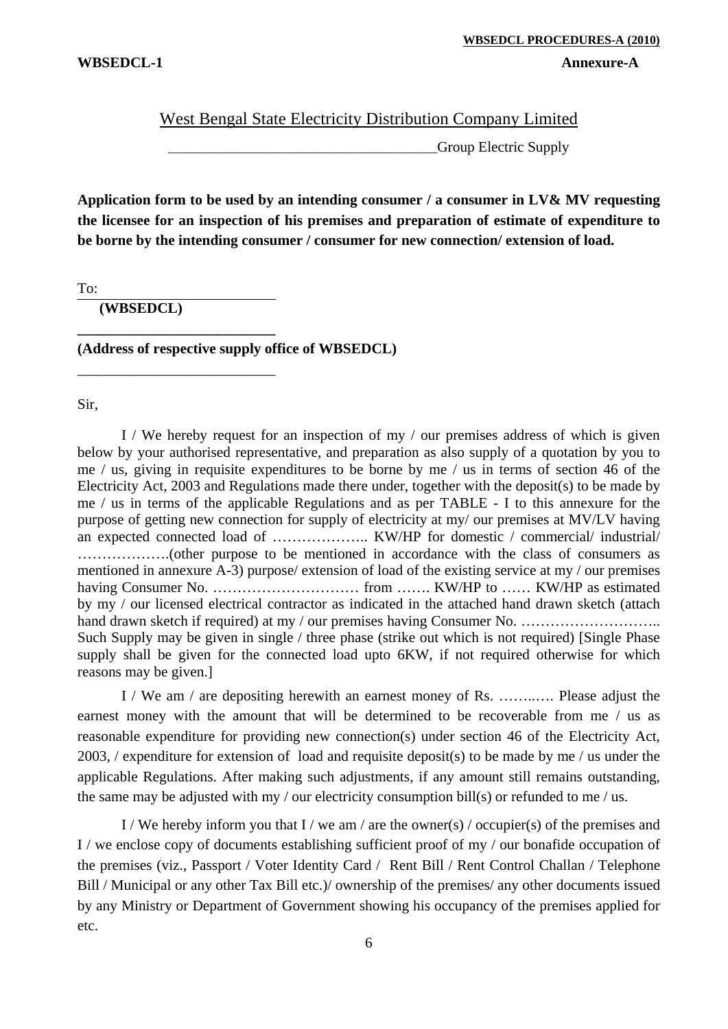**WBSEDCL-1** **Annexure-A**

West Bengal State Electricity Distribution Company Limited

_____________________________________Group Electric Supply

**Application form to be used by an intending consumer / a consumer in LV& MV requesting the licensee for an inspection of his premises and preparation of estimate of expenditure to be borne by the intending consumer / consumer for new connection/ extension of load.**

To:
___________________________
**(WBSEDCL)**
___________________________
**(Address of respective supply office of WBSEDCL)**
___________________________

Sir,

I / We hereby request for an inspection of my / our premises address of which is given below by your authorised representative, and preparation as also supply of a quotation by you to me / us, giving in requisite expenditures to be borne by me / us in terms of section 46 of the Electricity Act, 2003 and Regulations made there under, together with the deposit(s) to be made by me / us in terms of the applicable Regulations and as per TABLE - I to this annexure for the purpose of getting new connection for supply of electricity at my/ our premises at MV/LV having an expected connected load of ……………….. KW/HP for domestic / commercial/ industrial/ ……………….(other purpose to be mentioned in accordance with the class of consumers as mentioned in annexure A-3) purpose/ extension of load of the existing service at my / our premises having Consumer No. ………………………… from ……. KW/HP to …… KW/HP as estimated by my / our licensed electrical contractor as indicated in the attached hand drawn sketch (attach hand drawn sketch if required) at my / our premises having Consumer No. ……………………….. Such Supply may be given in single / three phase (strike out which is not required) [Single Phase supply shall be given for the connected load upto 6KW, if not required otherwise for which reasons may be given.]

I / We am / are depositing herewith an earnest money of Rs. ……..…. Please adjust the earnest money with the amount that will be determined to be recoverable from me / us as reasonable expenditure for providing new connection(s) under section 46 of the Electricity Act, 2003, / expenditure for extension of load and requisite deposit(s) to be made by me / us under the applicable Regulations. After making such adjustments, if any amount still remains outstanding, the same may be adjusted with my / our electricity consumption bill(s) or refunded to me / us.

I / We hereby inform you that I / we am / are the owner(s) / occupier(s) of the premises and I / we enclose copy of documents establishing sufficient proof of my / our bonafide occupation of the premises (viz., Passport / Voter Identity Card / Rent Bill / Rent Control Challan / Telephone Bill / Municipal or any other Tax Bill etc.)/ ownership of the premises/ any other documents issued by any Ministry or Department of Government showing his occupancy of the premises applied for etc.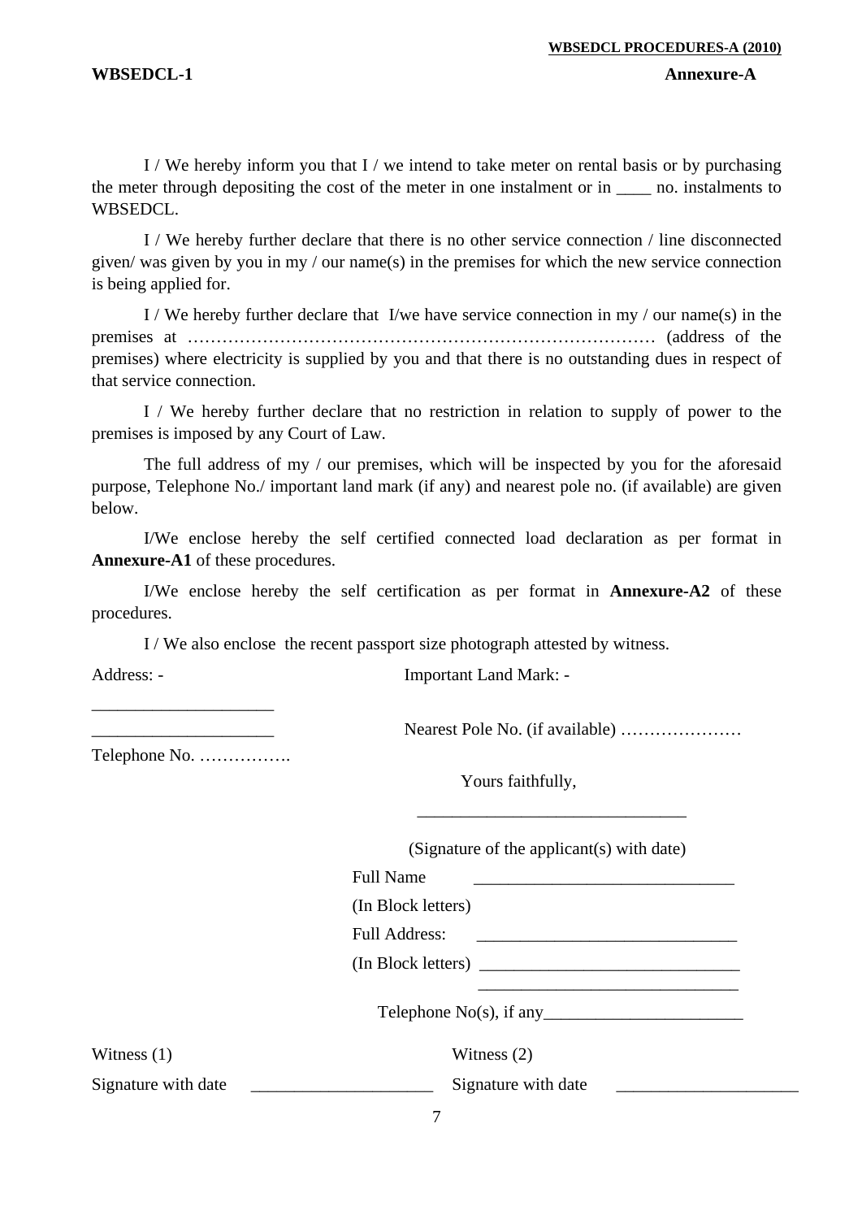**WBSEDCL-1** **Annexure-A**

I / We hereby inform you that I / we intend to take meter on rental basis or by purchasing the meter through depositing the cost of the meter in one instalment or in ____ no. instalments to WBSEDCL.

I / We hereby further declare that there is no other service connection / line disconnected given/ was given by you in my / our name(s) in the premises for which the new service connection is being applied for.

I / We hereby further declare that I/we have service connection in my / our name(s) in the premises at ………………………………………………………………………… (address of the premises) where electricity is supplied by you and that there is no outstanding dues in respect of that service connection.

I / We hereby further declare that no restriction in relation to supply of power to the premises is imposed by any Court of Law.

The full address of my / our premises, which will be inspected by you for the aforesaid purpose, Telephone No./ important land mark (if any) and nearest pole no. (if available) are given below.

I/We enclose hereby the self certified connected load declaration as per format in **Annexure-A1** of these procedures.

I/We enclose hereby the self certification as per format in **Annexure-A2** of these procedures.

I / We also enclose the recent passport size photograph attested by witness.

Address: - Important Land Mark: -

____________________

____________________ Nearest Pole No. (if available) …………………

Telephone No. …………….

Yours faithfully,

______________________________

(Signature of the applicant(s) with date)

Full Name ______________________________

(In Block letters)

Full Address: ______________________________

(In Block letters) ______________________________

______________________________

Telephone No(s), if any______________________

Witness (1) Witness (2)

Signature with date ____________________ Signature with date ____________________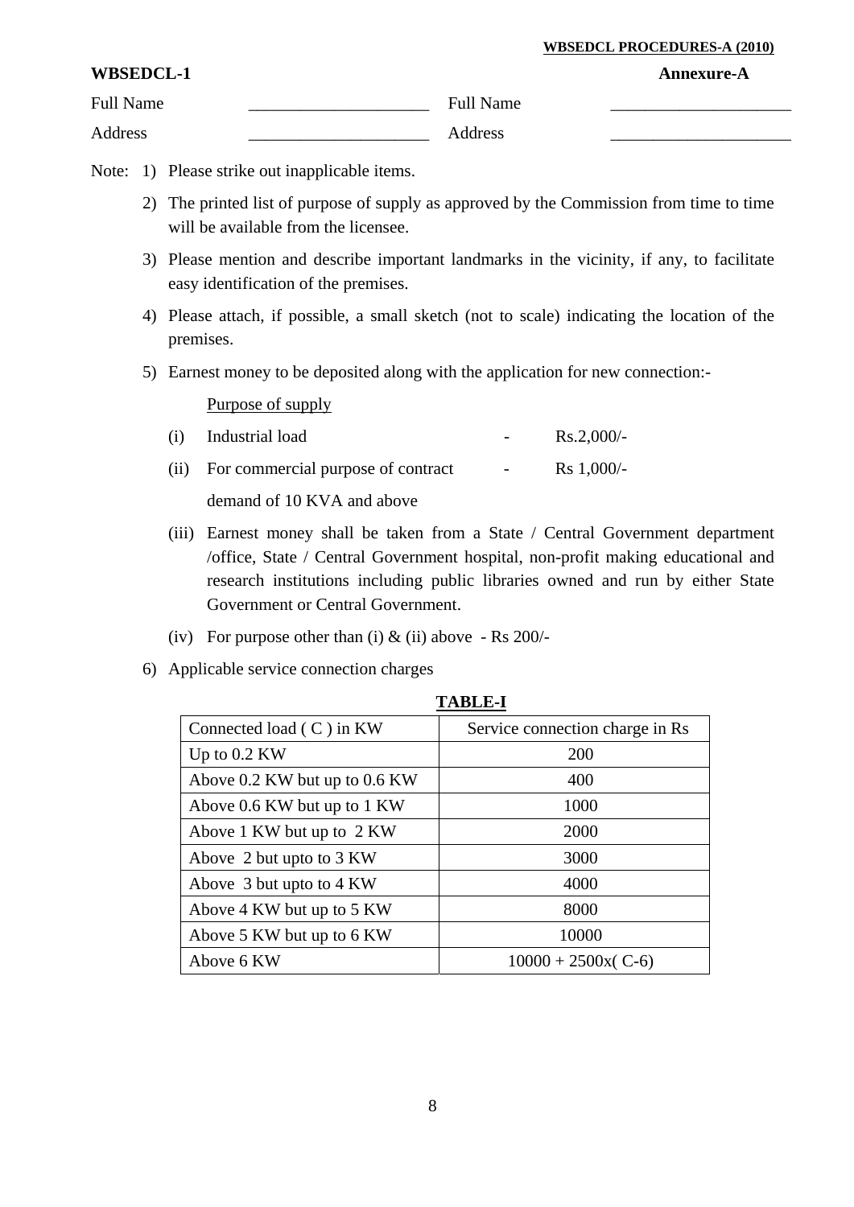**WBSEDCL-1** **Annexure-A**

Full Name _____________________ Full Name _____________________

Address _____________________ Address _____________________

Note:
1) Please strike out inapplicable items.
2) The printed list of purpose of supply as approved by the Commission from time to time will be available from the licensee.
3) Please mention and describe important landmarks in the vicinity, if any, to facilitate easy identification of the premises.
4) Please attach, if possible, a small sketch (not to scale) indicating the location of the premises.
5) Earnest money to be deposited along with the application for new connection:-

   Purpose of supply

   (i) Industrial load - Rs.2,000/-

   (ii) For commercial purpose of contract demand of 10 KVA and above - Rs 1,000/-

   (iii) Earnest money shall be taken from a State / Central Government department /office, State / Central Government hospital, non-profit making educational and research institutions including public libraries owned and run by either State Government or Central Government.

   (iv) For purpose other than (i) & (ii) above - Rs 200/-

6) Applicable service connection charges

**TABLE-I**

| Connected load ( C ) in KW | Service connection charge in Rs |
|---|---|
| Up to 0.2 KW | 200 |
| Above 0.2 KW but up to 0.6 KW | 400 |
| Above 0.6 KW but up to 1 KW | 1000 |
| Above 1 KW but up to 2 KW | 2000 |
| Above 2 but upto to 3 KW | 3000 |
| Above 3 but upto to 4 KW | 4000 |
| Above 4 KW but up to 5 KW | 8000 |
| Above 5 KW but up to 6 KW | 10000 |
| Above 6 KW | 10000 + 2500x( C-6) |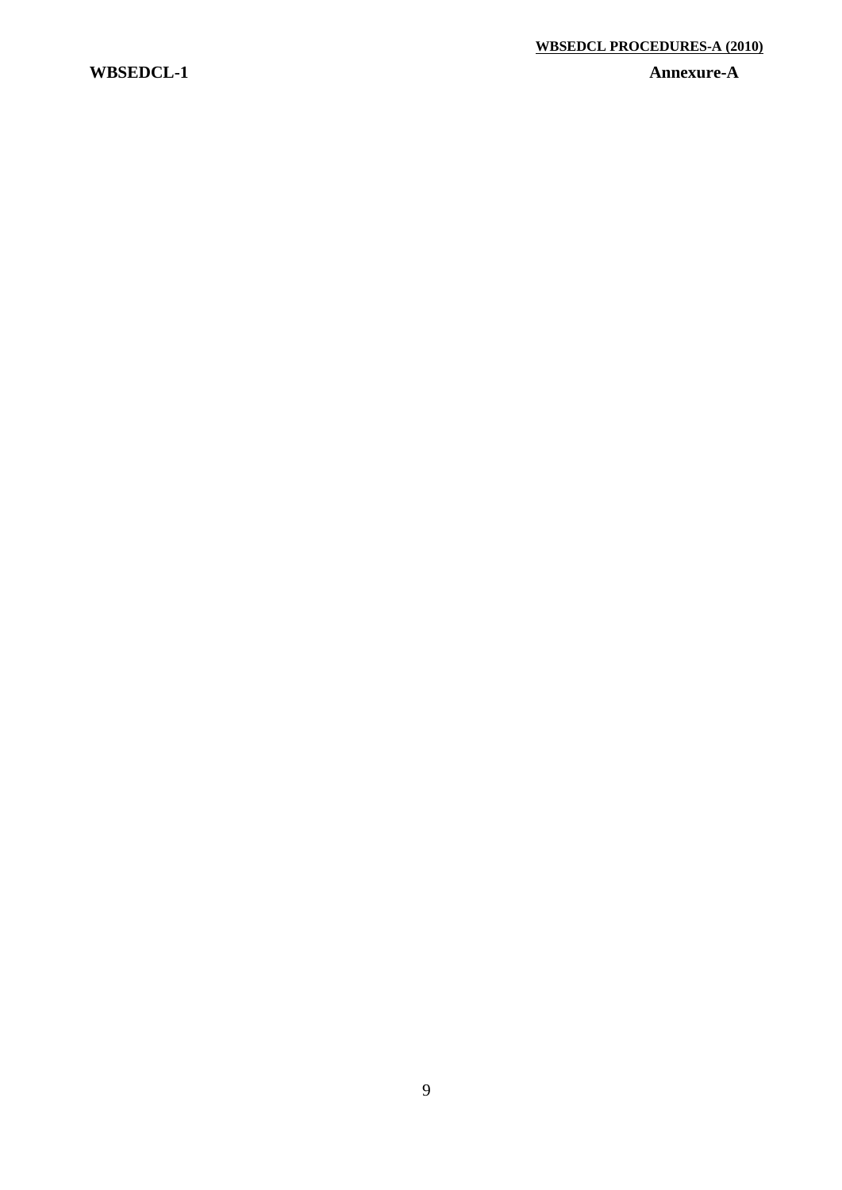WBSEDCL-1 **Annexure-A**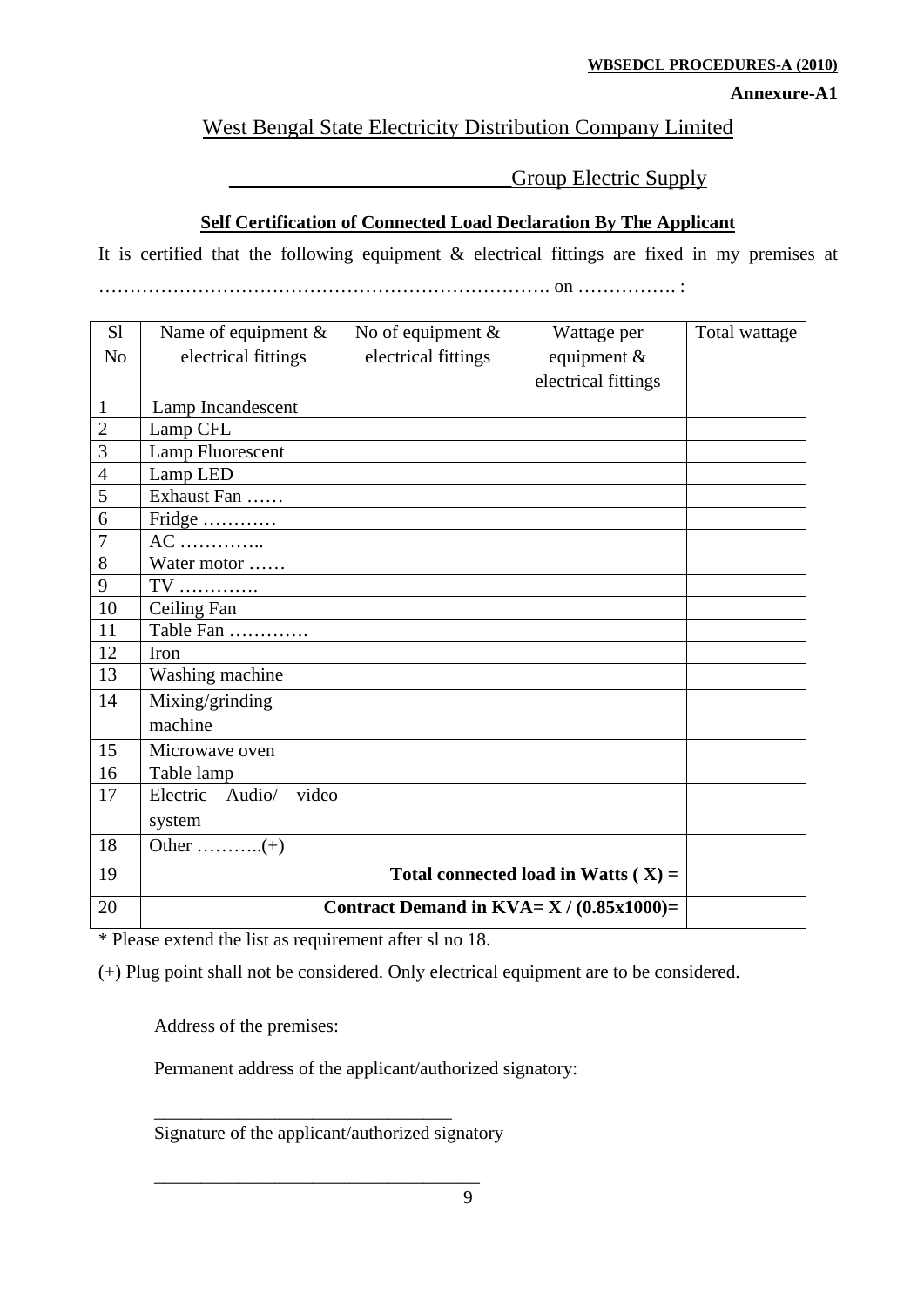**Annexure-A1**

## West Bengal State Electricity Distribution Company Limited

__________________________Group Electric Supply

### Self Certification of Connected Load Declaration By The Applicant

It is certified that the following equipment & electrical fittings are fixed in my premises at ………………………………………………………………. on ……………. :

| Sl No | Name of equipment & electrical fittings | No of equipment & electrical fittings | Wattage per equipment & electrical fittings | Total wattage |
|---|---|---|---|---|
| 1 | Lamp Incandescent | | | |
| 2 | Lamp CFL | | | |
| 3 | Lamp Fluorescent | | | |
| 4 | Lamp LED | | | |
| 5 | Exhaust Fan …… | | | |
| 6 | Fridge ………… | | | |
| 7 | AC ………….. | | | |
| 8 | Water motor …… | | | |
| 9 | TV …………. | | | |
| 10 | Ceiling Fan | | | |
| 11 | Table Fan …………. | | | |
| 12 | Iron | | | |
| 13 | Washing machine | | | |
| 14 | Mixing/grinding machine | | | |
| 15 | Microwave oven | | | |
| 16 | Table lamp | | | |
| 17 | Electric Audio/ video system | | | |
| 18 | Other ………..(+) | | | |
| 19 | **Total connected load in Watts ( X) =** | | | |
| 20 | **Contract Demand in KVA= X / (0.85x1000)=** | | | |

* Please extend the list as requirement after sl no 18.

(+) Plug point shall not be considered. Only electrical equipment are to be considered.

Address of the premises:

Permanent address of the applicant/authorized signatory:

_______________________________
Signature of the applicant/authorized signatory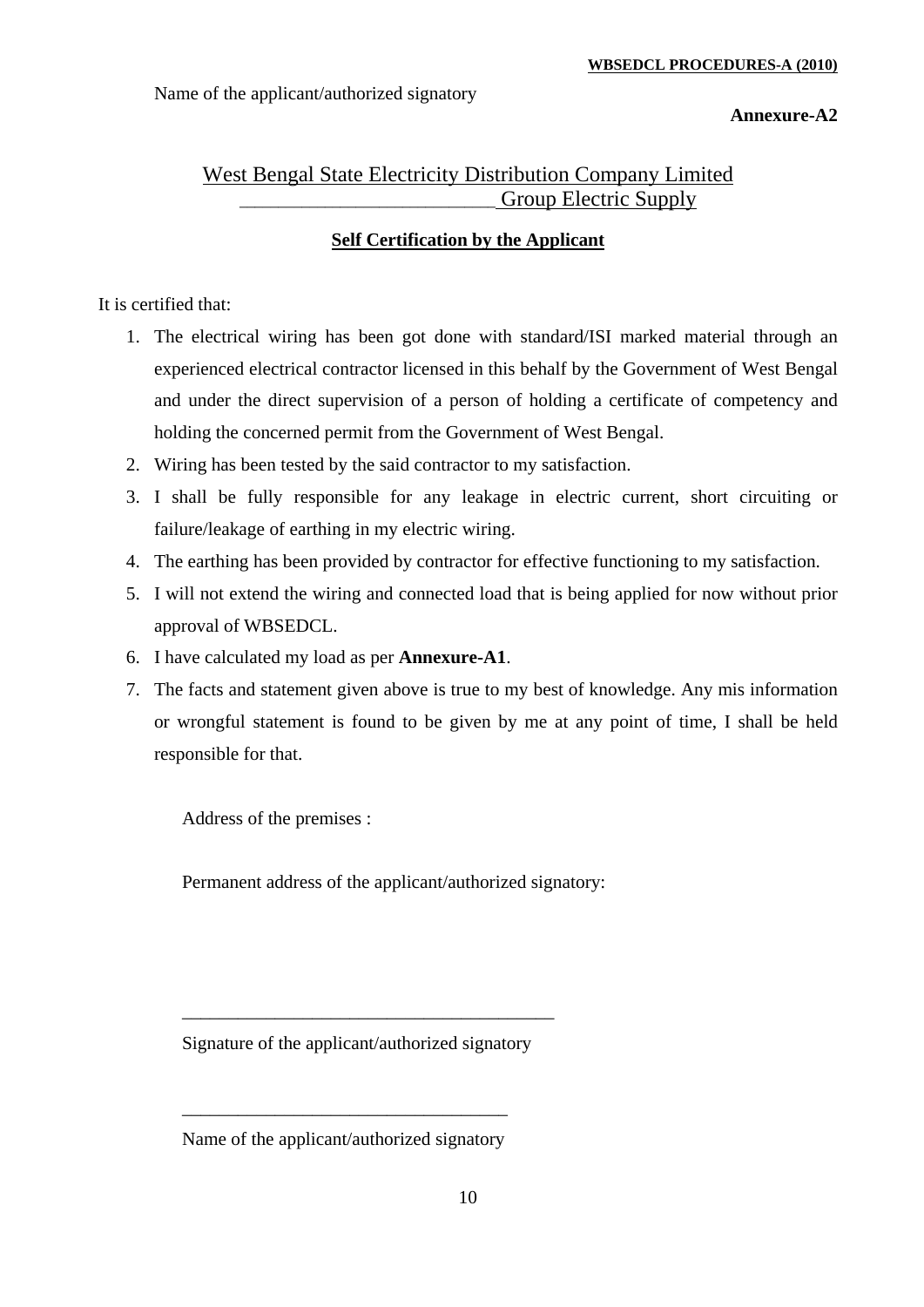Name of the applicant/authorized signatory

**Annexure-A2**

## West Bengal State Electricity Distribution Company Limited

## __________________________ Group Electric Supply

### Self Certification by the Applicant

It is certified that:

1. The electrical wiring has been got done with standard/ISI marked material through an experienced electrical contractor licensed in this behalf by the Government of West Bengal and under the direct supervision of a person of holding a certificate of competency and holding the concerned permit from the Government of West Bengal.
2. Wiring has been tested by the said contractor to my satisfaction.
3. I shall be fully responsible for any leakage in electric current, short circuiting or failure/leakage of earthing in my electric wiring.
4. The earthing has been provided by contractor for effective functioning to my satisfaction.
5. I will not extend the wiring and connected load that is being applied for now without prior approval of WBSEDCL.
6. I have calculated my load as per **Annexure-A1**.
7. The facts and statement given above is true to my best of knowledge. Any mis information or wrongful statement is found to be given by me at any point of time, I shall be held responsible for that.

Address of the premises :

Permanent address of the applicant/authorized signatory:

_________________________________________

Signature of the applicant/authorized signatory

____________________________________

Name of the applicant/authorized signatory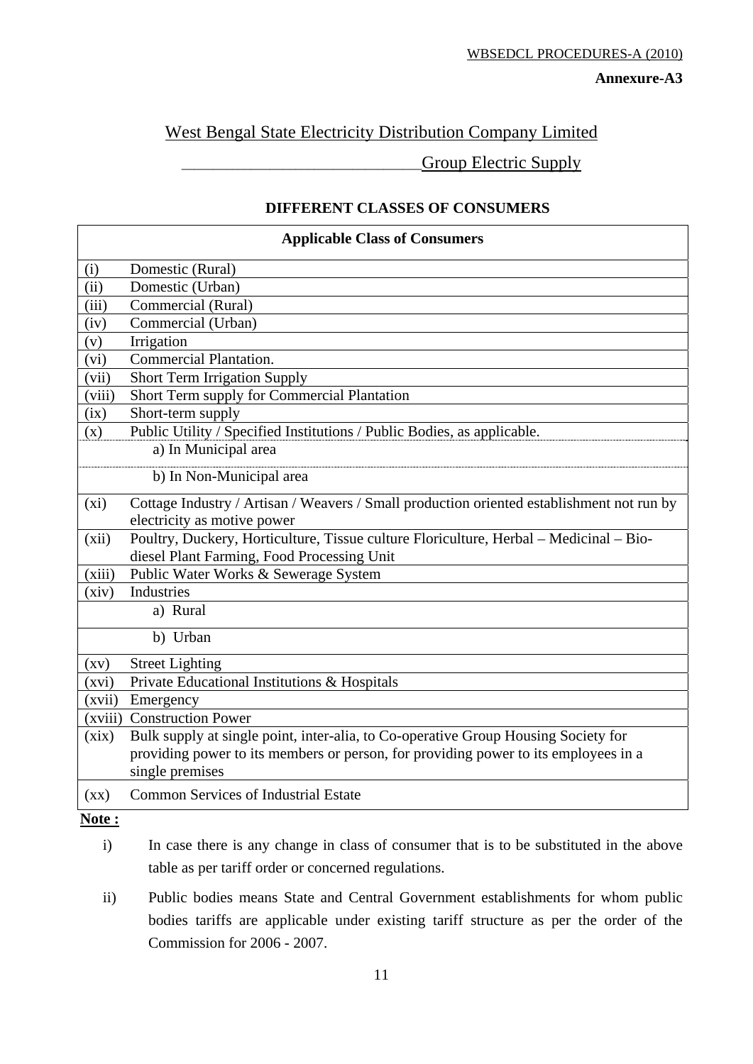**Annexure-A3**

West Bengal State Electricity Distribution Company Limited

_____________________________Group Electric Supply

**DIFFERENT CLASSES OF CONSUMERS**

| **Applicable Class of Consumers** | |
|---|---|
| (i) | Domestic (Rural) |
| (ii) | Domestic (Urban) |
| (iii) | Commercial (Rural) |
| (iv) | Commercial (Urban) |
| (v) | Irrigation |
| (vi) | Commercial Plantation. |
| (vii) | Short Term Irrigation Supply |
| (viii) | Short Term supply for Commercial Plantation |
| (ix) | Short-term supply |
| (x) | Public Utility / Specified Institutions / Public Bodies, as applicable. |
| | a) In Municipal area |
| | b) In Non-Municipal area |
| (xi) | Cottage Industry / Artisan / Weavers / Small production oriented establishment not run by electricity as motive power |
| (xii) | Poultry, Duckery, Horticulture, Tissue culture Floriculture, Herbal – Medicinal – Bio-diesel Plant Farming, Food Processing Unit |
| (xiii) | Public Water Works & Sewerage System |
| (xiv) | Industries |
| | a) Rural |
| | b) Urban |
| (xv) | Street Lighting |
| (xvi) | Private Educational Institutions & Hospitals |
| (xvii) | Emergency |
| (xviii) | Construction Power |
| (xix) | Bulk supply at single point, inter-alia, to Co-operative Group Housing Society for providing power to its members or person, for providing power to its employees in a single premises |
| (xx) | Common Services of Industrial Estate |

**Note :**

i) In case there is any change in class of consumer that is to be substituted in the above table as per tariff order or concerned regulations.

ii) Public bodies means State and Central Government establishments for whom public bodies tariffs are applicable under existing tariff structure as per the order of the Commission for 2006 - 2007.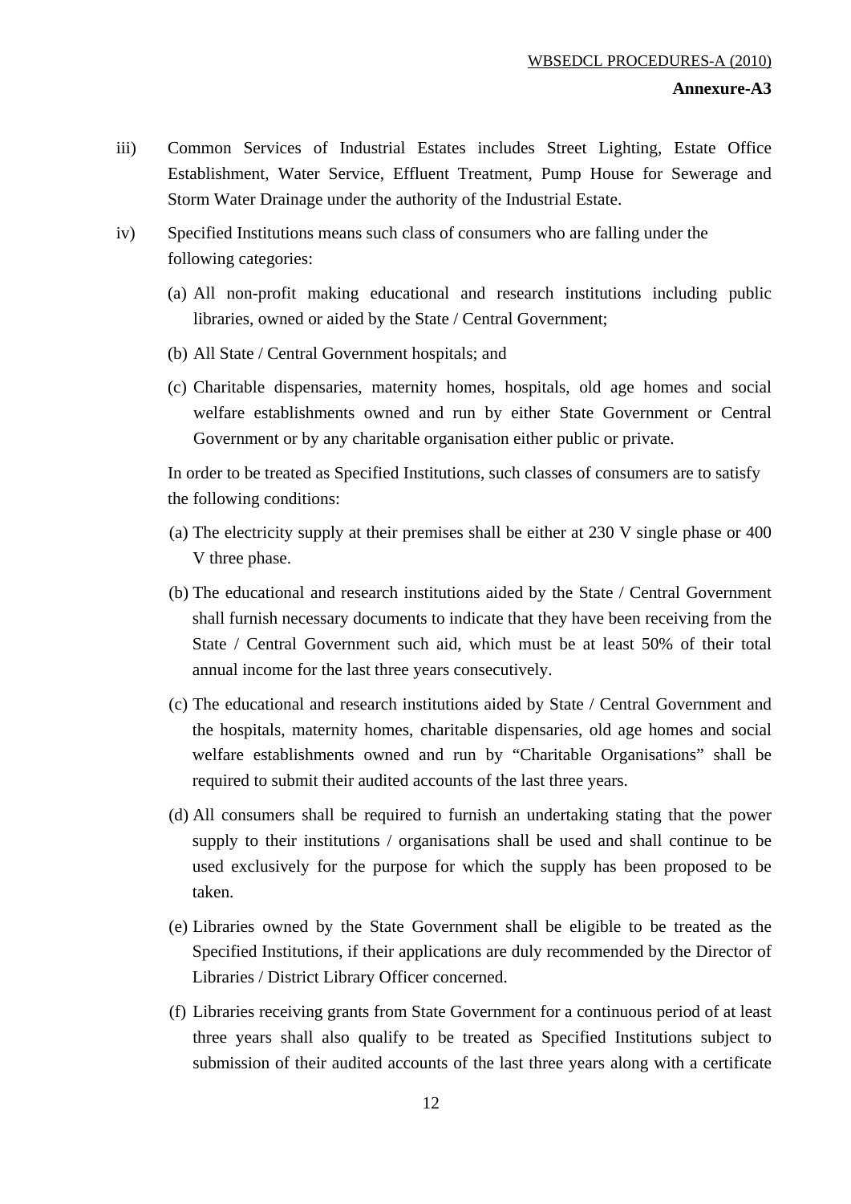iii) Common Services of Industrial Estates includes Street Lighting, Estate Office Establishment, Water Service, Effluent Treatment, Pump House for Sewerage and Storm Water Drainage under the authority of the Industrial Estate.

iv) Specified Institutions means such class of consumers who are falling under the following categories:

(a) All non-profit making educational and research institutions including public libraries, owned or aided by the State / Central Government;

(b) All State / Central Government hospitals; and

(c) Charitable dispensaries, maternity homes, hospitals, old age homes and social welfare establishments owned and run by either State Government or Central Government or by any charitable organisation either public or private.

In order to be treated as Specified Institutions, such classes of consumers are to satisfy the following conditions:

(a) The electricity supply at their premises shall be either at 230 V single phase or 400 V three phase.

(b) The educational and research institutions aided by the State / Central Government shall furnish necessary documents to indicate that they have been receiving from the State / Central Government such aid, which must be at least 50% of their total annual income for the last three years consecutively.

(c) The educational and research institutions aided by State / Central Government and the hospitals, maternity homes, charitable dispensaries, old age homes and social welfare establishments owned and run by "Charitable Organisations" shall be required to submit their audited accounts of the last three years.

(d) All consumers shall be required to furnish an undertaking stating that the power supply to their institutions / organisations shall be used and shall continue to be used exclusively for the purpose for which the supply has been proposed to be taken.

(e) Libraries owned by the State Government shall be eligible to be treated as the Specified Institutions, if their applications are duly recommended by the Director of Libraries / District Library Officer concerned.

(f) Libraries receiving grants from State Government for a continuous period of at least three years shall also qualify to be treated as Specified Institutions subject to submission of their audited accounts of the last three years along with a certificate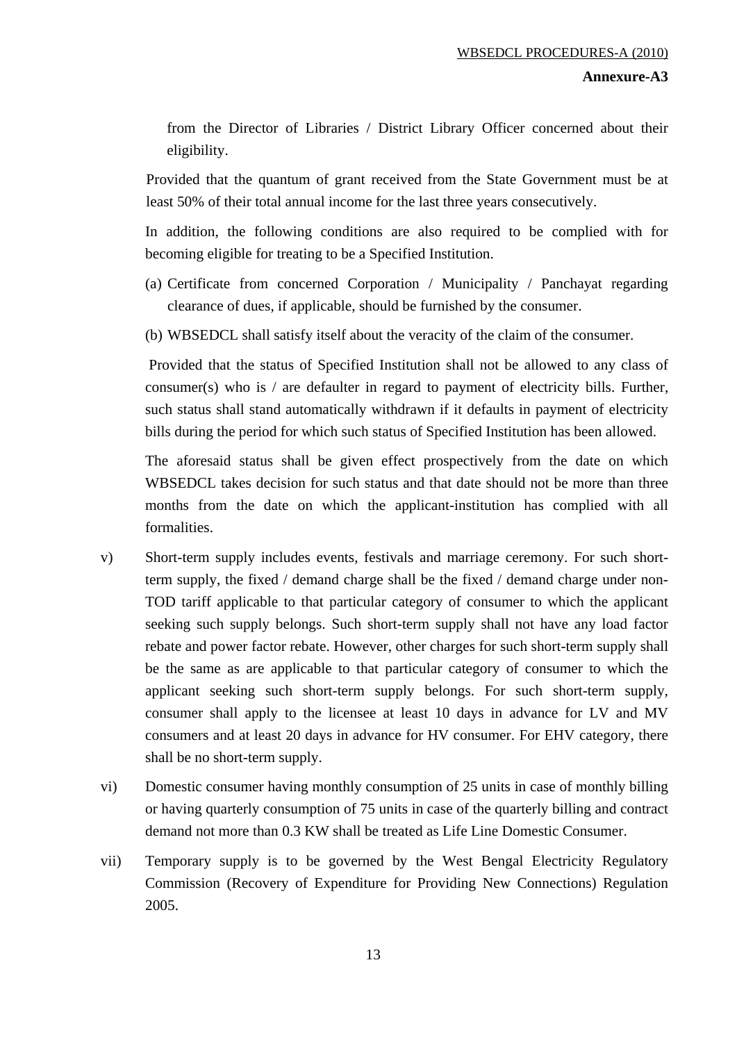from the Director of Libraries / District Library Officer concerned about their eligibility.

Provided that the quantum of grant received from the State Government must be at least 50% of their total annual income for the last three years consecutively.

In addition, the following conditions are also required to be complied with for becoming eligible for treating to be a Specified Institution.

(a) Certificate from concerned Corporation / Municipality / Panchayat regarding clearance of dues, if applicable, should be furnished by the consumer.

(b) WBSEDCL shall satisfy itself about the veracity of the claim of the consumer.

Provided that the status of Specified Institution shall not be allowed to any class of consumer(s) who is / are defaulter in regard to payment of electricity bills. Further, such status shall stand automatically withdrawn if it defaults in payment of electricity bills during the period for which such status of Specified Institution has been allowed.

The aforesaid status shall be given effect prospectively from the date on which WBSEDCL takes decision for such status and that date should not be more than three months from the date on which the applicant-institution has complied with all formalities.

v) Short-term supply includes events, festivals and marriage ceremony. For such short-term supply, the fixed / demand charge shall be the fixed / demand charge under non-TOD tariff applicable to that particular category of consumer to which the applicant seeking such supply belongs. Such short-term supply shall not have any load factor rebate and power factor rebate. However, other charges for such short-term supply shall be the same as are applicable to that particular category of consumer to which the applicant seeking such short-term supply belongs. For such short-term supply, consumer shall apply to the licensee at least 10 days in advance for LV and MV consumers and at least 20 days in advance for HV consumer. For EHV category, there shall be no short-term supply.

vi) Domestic consumer having monthly consumption of 25 units in case of monthly billing or having quarterly consumption of 75 units in case of the quarterly billing and contract demand not more than 0.3 KW shall be treated as Life Line Domestic Consumer.

vii) Temporary supply is to be governed by the West Bengal Electricity Regulatory Commission (Recovery of Expenditure for Providing New Connections) Regulation 2005.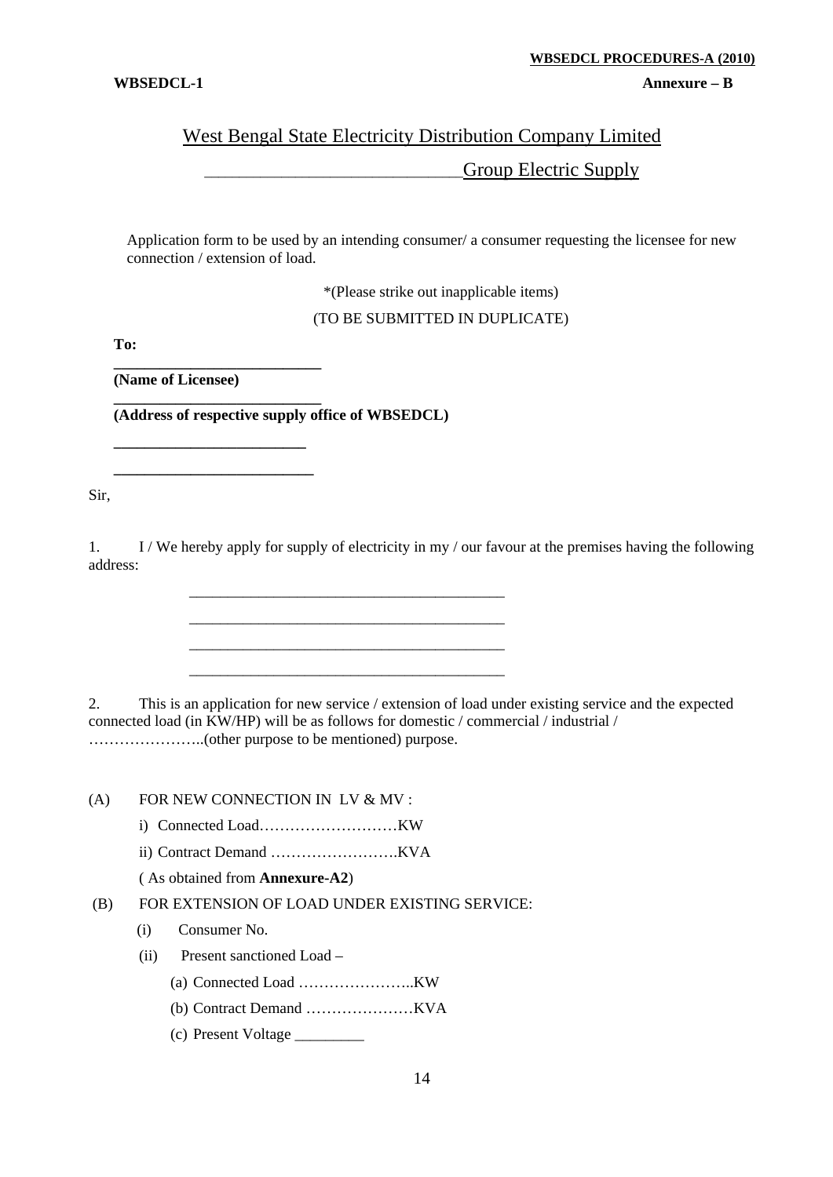**WBSEDCL-1** **Annexure – B**

## West Bengal State Electricity Distribution Company Limited

## ______________________________Group Electric Supply

Application form to be used by an intending consumer/ a consumer requesting the licensee for new connection / extension of load.

*(Please strike out inapplicable items)

(TO BE SUBMITTED IN DUPLICATE)

**To:**

**___________________________**
**(Name of Licensee)**

**___________________________**
**(Address of respective supply office of WBSEDCL)**

**_________________________**

**__________________________**

Sir,

1. I / We hereby apply for supply of electricity in my / our favour at the premises having the following address:

_________________________________________

_________________________________________

_________________________________________

_________________________________________

2. This is an application for new service / extension of load under existing service and the expected connected load (in KW/HP) will be as follows for domestic / commercial / industrial / …………………..(other purpose to be mentioned) purpose.

(A) FOR NEW CONNECTION IN LV & MV :

i) Connected Load………………………KW

ii) Contract Demand …………………….KVA

( As obtained from **Annexure-A2**)

(B) FOR EXTENSION OF LOAD UNDER EXISTING SERVICE:

(i) Consumer No.

(ii) Present sanctioned Load –

(a) Connected Load …………………..KW

(b) Contract Demand …………………KVA

(c) Present Voltage _________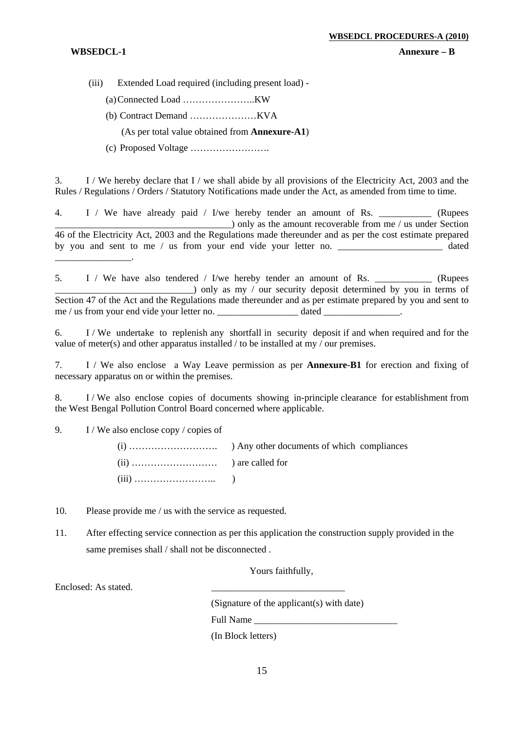(iii) Extended Load required (including present load) -

(a) Connected Load …………………..KW

(b) Contract Demand …………………KVA

(As per total value obtained from **Annexure-A1**)

(c) Proposed Voltage …………………….

3. I / We hereby declare that I / we shall abide by all provisions of the Electricity Act, 2003 and the Rules / Regulations / Orders / Statutory Notifications made under the Act, as amended from time to time.

4. I / We have already paid / I/we hereby tender an amount of Rs. ___________ (Rupees ____________________________________) only as the amount recoverable from me / us under Section 46 of the Electricity Act, 2003 and the Regulations made thereunder and as per the cost estimate prepared by you and sent to me / us from your end vide your letter no. ______________________ dated ________________.

5. I / We have also tendered / I/we hereby tender an amount of Rs. ____________ (Rupees _____________________________) only as my / our security deposit determined by you in terms of Section 47 of the Act and the Regulations made thereunder and as per estimate prepared by you and sent to me / us from your end vide your letter no. _________________ dated ________________.

6. I / We undertake to replenish any shortfall in security deposit if and when required and for the value of meter(s) and other apparatus installed / to be installed at my / our premises.

7. I / We also enclose a Way Leave permission as per **Annexure-B1** for erection and fixing of necessary apparatus on or within the premises.

8. I / We also enclose copies of documents showing in-principle clearance for establishment from the West Bengal Pollution Control Board concerned where applicable.

9. I / We also enclose copy / copies of

(i) ………………………. ) Any other documents of which compliances
(ii) ……………………… ) are called for
(iii) …………………….. )

10. Please provide me / us with the service as requested.

11. After effecting service connection as per this application the construction supply provided in the same premises shall / shall not be disconnected .

Yours faithfully,

Enclosed: As stated.

___________________________

(Signature of the applicant(s) with date)

Full Name ______________________________

(In Block letters)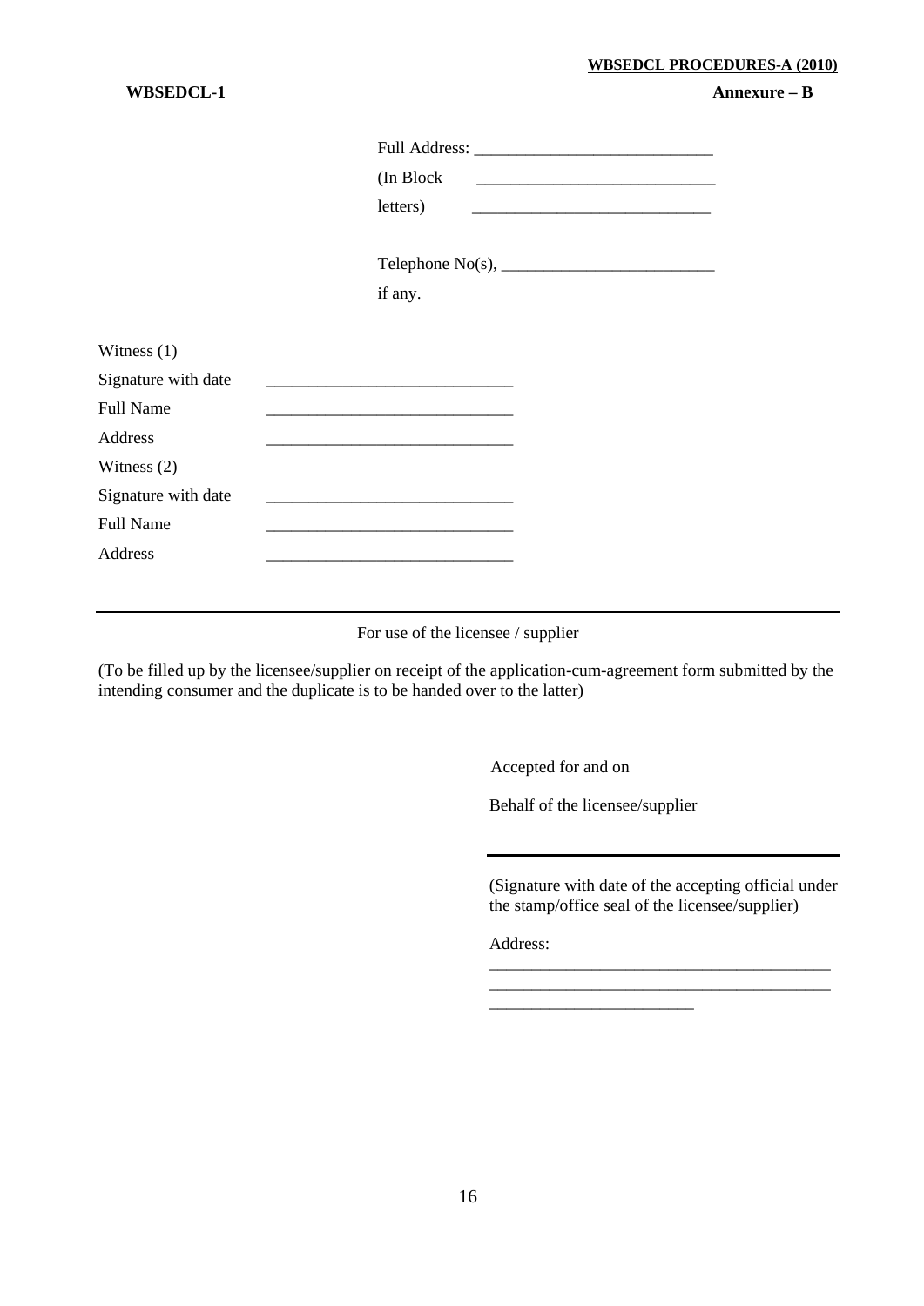**WBSEDCL-1** **Annexure – B**

Full Address: ____________________________

(In Block ____________________________

letters) ____________________________

Telephone No(s), ____________________________

if any.

Witness (1)

Signature with date ____________________________

Full Name ____________________________

Address ____________________________

Witness (2)

Signature with date ____________________________

Full Name ____________________________

Address ____________________________

---

For use of the licensee / supplier

(To be filled up by the licensee/supplier on receipt of the application-cum-agreement form submitted by the intending consumer and the duplicate is to be handed over to the latter)

Accepted for and on

Behalf of the licensee/supplier

____________________________

(Signature with date of the accepting official under the stamp/office seal of the licensee/supplier)

Address:
________________________________________
________________________________________
________________________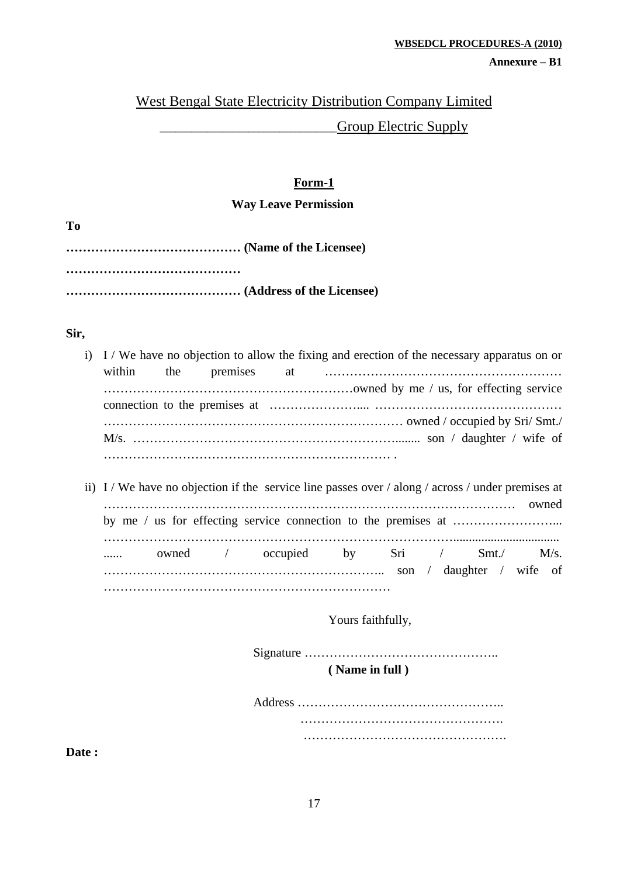**WBSEDCL PROCEDURES-A (2010)**

**Annexure – B1**

West Bengal State Electricity Distribution Company Limited

________________________Group Electric Supply

**Form-1**

**Way Leave Permission**

**To**

**…………………………………… (Name of the Licensee)**

**……………………………………**

**…………………………………… (Address of the Licensee)**

**Sir,**

i) I / We have no objection to allow the fixing and erection of the necessary apparatus on or within the premises at ………………………………………………… …………………………………………………owned by me / us, for effecting service connection to the premises at ………………….... ……………………………………… ……………………………………………………………… owned / occupied by Sri/ Smt./ M/s. ……………………………………………………........ son / daughter / wife of …………………………………………………………… .

ii) I / We have no objection if the service line passes over / along / across / under premises at …………………………………………………………………………………… owned by me / us for effecting service connection to the premises at …………………….. ………………………………………………………………………................................... ...... owned / occupied by Sri / Smt./ M/s. ……………………………………………………….. son / daughter / wife of ……………………………………………………………

Yours faithfully,

Signature ………………………………………..

**( Name in full )**

Address …………………………………………..

………………………………………….

………………………………………….

**Date :**